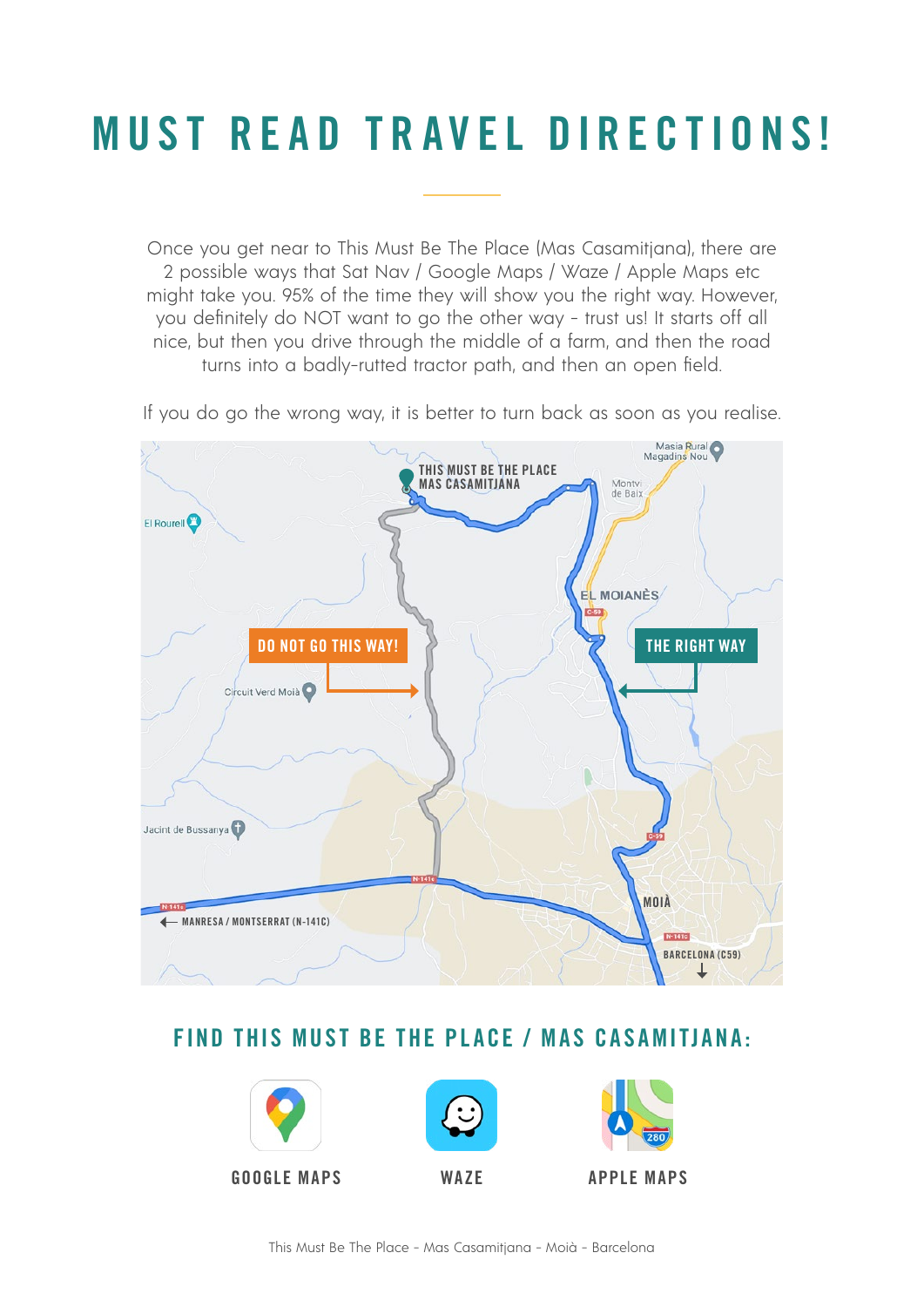# MUST READ TRAVEL DIRECTIONS!

Once you get near to This Must Be The Place (Mas Casamitjana), there are 2 possible ways that Sat Nav / Google Maps / Waze / Apple Maps etc might take you. 95% of the time they will show you the right way. However, you definitely do NOT want to go the other way - trust us! It starts off all nice, but then you drive through the middle of a farm, and then the road turns into a badly-rutted tractor path, and then an open field.

If you do go the wrong way, it is better to turn back as soon as you realise.

THIS MUST BE THE PLACE MAS CASAMITJANA

DO NOT GO THIS WAY!

THE RIGHT WAY

Masia Rural Magadins Nou

Montví de Baix

El Rourell

EL MOIANÈS

C-59

Circuit Verd Moià

Jacint de Bussanya

N-141c

MOIÀ

← MANRESA / MONTSERRAT (N-141C)

BARCELONA (C59) ↓

## FIND THIS MUST BE THE PLACE / MAS CASAMITJANA:

GOOGLE MAPS

WAZE

APPLE MAPS

This Must Be The Place - Mas Casamitjana - Moià - Barcelona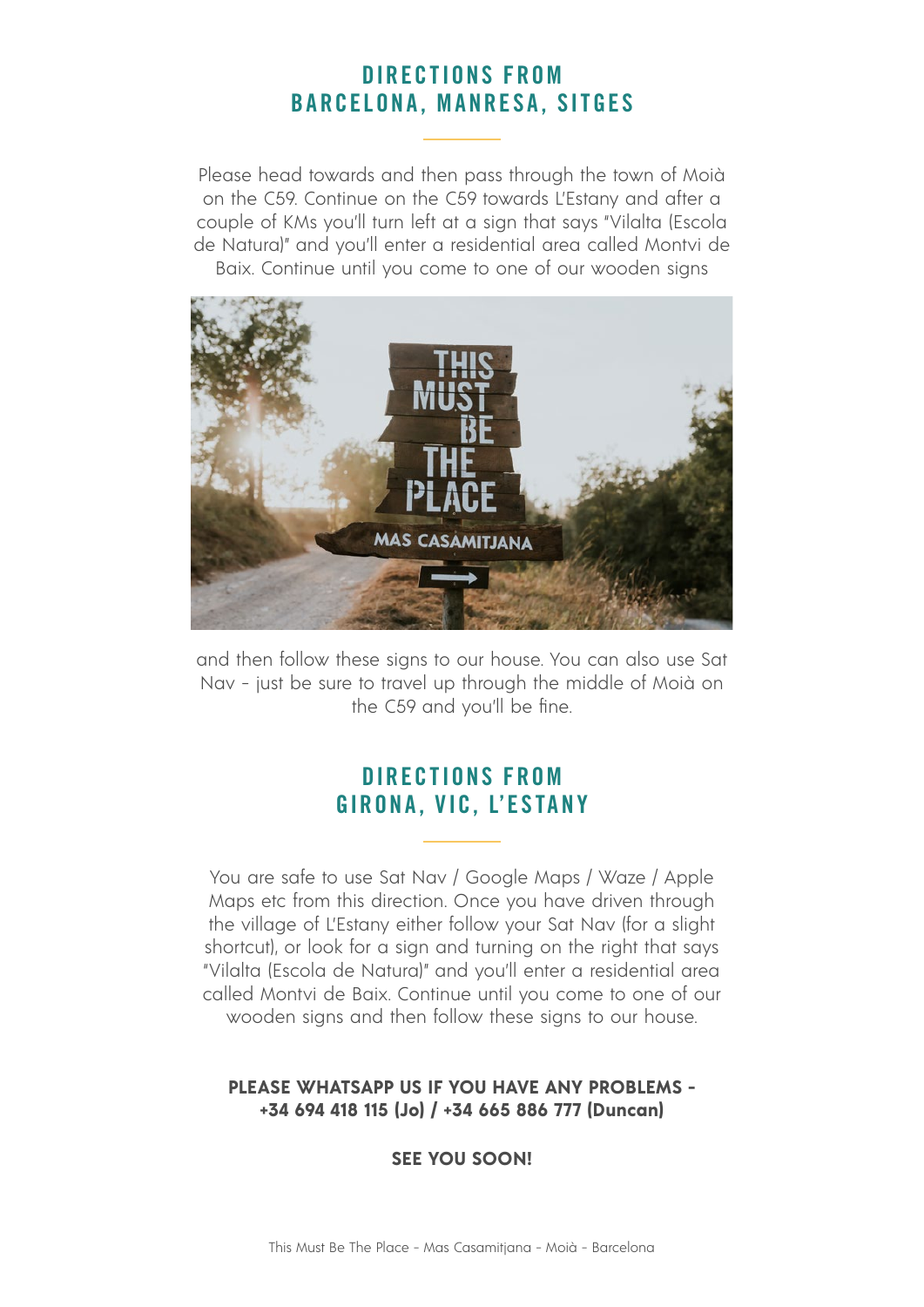## DIRECTIONS FROM BARCELONA, MANRESA, SITGES

Please head towards and then pass through the town of Moià on the C59. Continue on the C59 towards L'Estany and after a couple of KMs you'll turn left at a sign that says "Vilalta (Escola de Natura)" and you'll enter a residential area called Montvi de Baix. Continue until you come to one of our wooden signs

and then follow these signs to our house. You can also use Sat Nav - just be sure to travel up through the middle of Moià on the C59 and you'll be fine.

## DIRECTIONS FROM GIRONA, VIC, L'ESTANY

You are safe to use Sat Nav / Google Maps / Waze / Apple Maps etc from this direction. Once you have driven through the village of L'Estany either follow your Sat Nav (for a slight shortcut), or look for a sign and turning on the right that says "Vilalta (Escola de Natura)" and you'll enter a residential area called Montvi de Baix. Continue until you come to one of our wooden signs and then follow these signs to our house.

**PLEASE WHATSAPP US IF YOU HAVE ANY PROBLEMS - +34 694 418 115 (Jo) / +34 665 886 777 (Duncan)**

**SEE YOU SOON!**